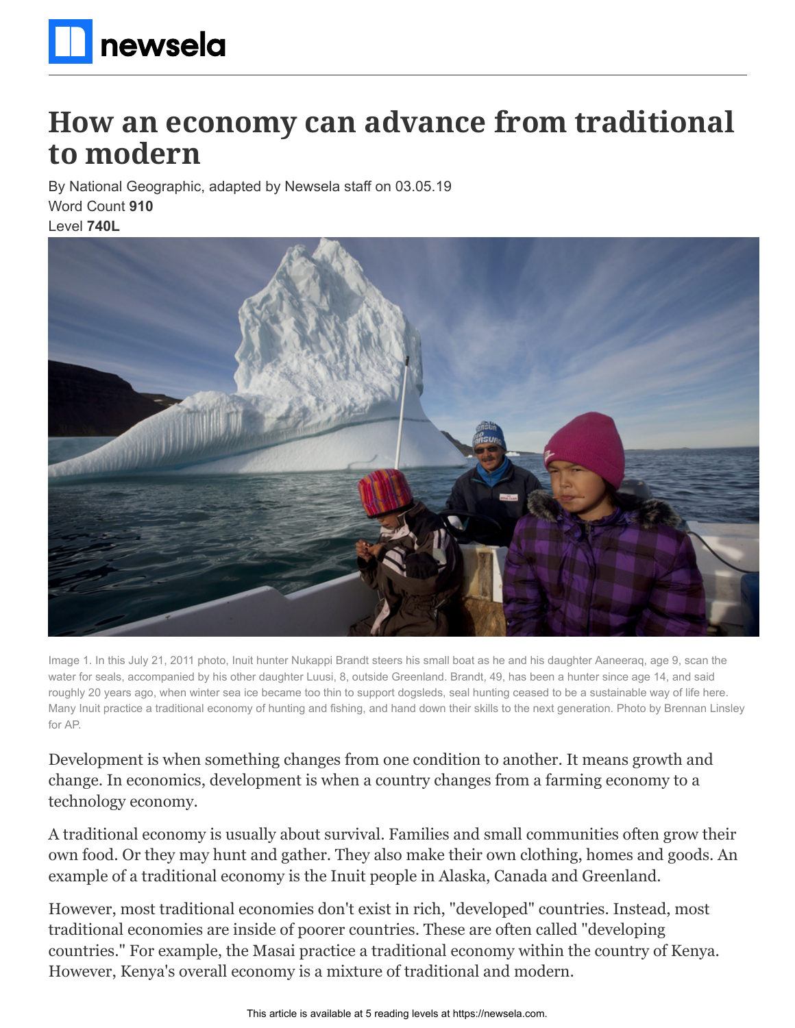# How an economy can advance from traditional to modern

By National Geographic, adapted by Newsela staff on 03.05.19

Word Count **910**

Level **740L**

Image 1. In this July 21, 2011 photo, Inuit hunter Nukappi Brandt steers his small boat as he and his daughter Aaneeraq, age 9, scan the water for seals, accompanied by his other daughter Luusi, 8, outside Greenland. Brandt, 49, has been a hunter since age 14, and said roughly 20 years ago, when winter sea ice became too thin to support dogsleds, seal hunting ceased to be a sustainable way of life here. Many Inuit practice a traditional economy of hunting and fishing, and hand down their skills to the next generation. Photo by Brennan Linsley for AP.

Development is when something changes from one condition to another. It means growth and change. In economics, development is when a country changes from a farming economy to a technology economy.

A traditional economy is usually about survival. Families and small communities often grow their own food. Or they may hunt and gather. They also make their own clothing, homes and goods. An example of a traditional economy is the Inuit people in Alaska, Canada and Greenland.

However, most traditional economies don't exist in rich, "developed" countries. Instead, most traditional economies are inside of poorer countries. These are often called "developing countries." For example, the Masai practice a traditional economy within the country of Kenya. However, Kenya's overall economy is a mixture of traditional and modern.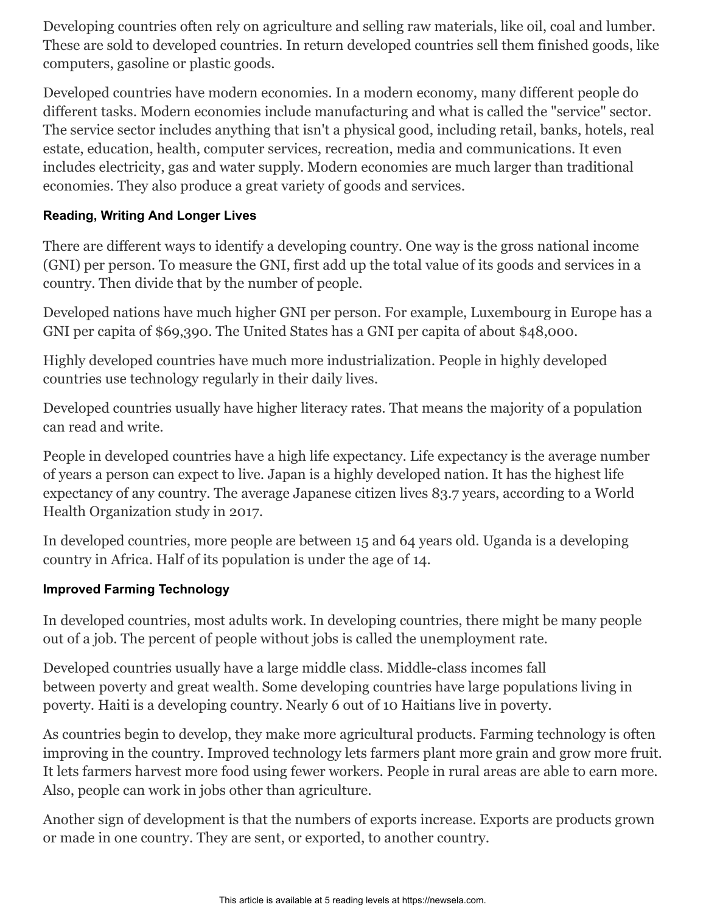Developing countries often rely on agriculture and selling raw materials, like oil, coal and lumber. These are sold to developed countries. In return developed countries sell them finished goods, like computers, gasoline or plastic goods.

Developed countries have modern economies. In a modern economy, many different people do different tasks. Modern economies include manufacturing and what is called the "service" sector. The service sector includes anything that isn't a physical good, including retail, banks, hotels, real estate, education, health, computer services, recreation, media and communications. It even includes electricity, gas and water supply. Modern economies are much larger than traditional economies. They also produce a great variety of goods and services.

### Reading, Writing And Longer Lives

There are different ways to identify a developing country. One way is the gross national income (GNI) per person. To measure the GNI, first add up the total value of its goods and services in a country. Then divide that by the number of people.

Developed nations have much higher GNI per person. For example, Luxembourg in Europe has a GNI per capita of $69,390. The United States has a GNI per capita of about $48,000.

Highly developed countries have much more industrialization. People in highly developed countries use technology regularly in their daily lives.

Developed countries usually have higher literacy rates. That means the majority of a population can read and write.

People in developed countries have a high life expectancy. Life expectancy is the average number of years a person can expect to live. Japan is a highly developed nation. It has the highest life expectancy of any country. The average Japanese citizen lives 83.7 years, according to a World Health Organization study in 2017.

In developed countries, more people are between 15 and 64 years old. Uganda is a developing country in Africa. Half of its population is under the age of 14.

### Improved Farming Technology

In developed countries, most adults work. In developing countries, there might be many people out of a job. The percent of people without jobs is called the unemployment rate.

Developed countries usually have a large middle class. Middle-class incomes fall between poverty and great wealth. Some developing countries have large populations living in poverty. Haiti is a developing country. Nearly 6 out of 10 Haitians live in poverty.

As countries begin to develop, they make more agricultural products. Farming technology is often improving in the country. Improved technology lets farmers plant more grain and grow more fruit. It lets farmers harvest more food using fewer workers. People in rural areas are able to earn more. Also, people can work in jobs other than agriculture.

Another sign of development is that the numbers of exports increase. Exports are products grown or made in one country. They are sent, or exported, to another country.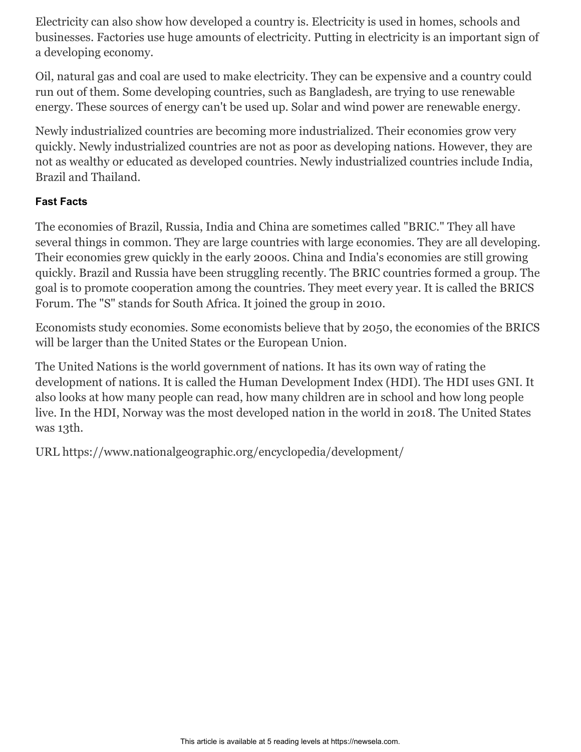Electricity can also show how developed a country is. Electricity is used in homes, schools and businesses. Factories use huge amounts of electricity. Putting in electricity is an important sign of a developing economy.

Oil, natural gas and coal are used to make electricity. They can be expensive and a country could run out of them. Some developing countries, such as Bangladesh, are trying to use renewable energy. These sources of energy can't be used up. Solar and wind power are renewable energy.

Newly industrialized countries are becoming more industrialized. Their economies grow very quickly. Newly industrialized countries are not as poor as developing nations. However, they are not as wealthy or educated as developed countries. Newly industrialized countries include India, Brazil and Thailand.

#### Fast Facts

The economies of Brazil, Russia, India and China are sometimes called "BRIC." They all have several things in common. They are large countries with large economies. They are all developing. Their economies grew quickly in the early 2000s. China and India's economies are still growing quickly. Brazil and Russia have been struggling recently. The BRIC countries formed a group. The goal is to promote cooperation among the countries. They meet every year. It is called the BRICS Forum. The "S" stands for South Africa. It joined the group in 2010.

Economists study economies. Some economists believe that by 2050, the economies of the BRICS will be larger than the United States or the European Union.

The United Nations is the world government of nations. It has its own way of rating the development of nations. It is called the Human Development Index (HDI). The HDI uses GNI. It also looks at how many people can read, how many children are in school and how long people live. In the HDI, Norway was the most developed nation in the world in 2018. The United States was 13th.

URL https://www.nationalgeographic.org/encyclopedia/development/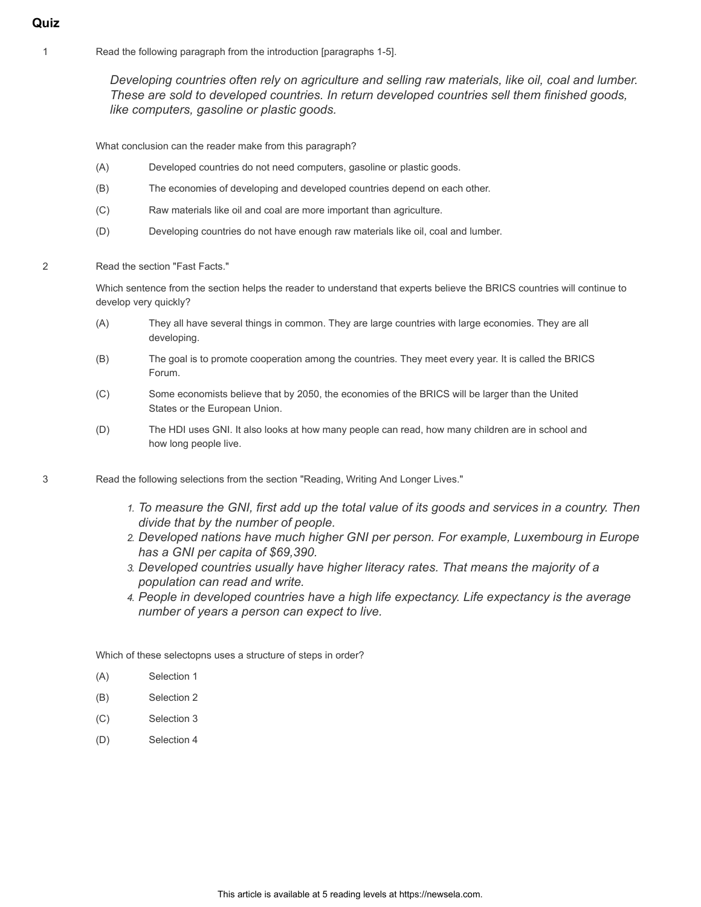## Quiz

1. Read the following paragraph from the introduction [paragraphs 1-5].

   > *Developing countries often rely on agriculture and selling raw materials, like oil, coal and lumber. These are sold to developed countries. In return developed countries sell them finished goods, like computers, gasoline or plastic goods.*

   What conclusion can the reader make from this paragraph?

   (A) Developed countries do not need computers, gasoline or plastic goods.

   (B) The economies of developing and developed countries depend on each other.

   (C) Raw materials like oil and coal are more important than agriculture.

   (D) Developing countries do not have enough raw materials like oil, coal and lumber.

2. Read the section "Fast Facts."

   Which sentence from the section helps the reader to understand that experts believe the BRICS countries will continue to develop very quickly?

   (A) They all have several things in common. They are large countries with large economies. They are all developing.

   (B) The goal is to promote cooperation among the countries. They meet every year. It is called the BRICS Forum.

   (C) Some economists believe that by 2050, the economies of the BRICS will be larger than the United States or the European Union.

   (D) The HDI uses GNI. It also looks at how many people can read, how many children are in school and how long people live.

3. Read the following selections from the section "Reading, Writing And Longer Lives."

   1. *To measure the GNI, first add up the total value of its goods and services in a country. Then divide that by the number of people.*
   2. *Developed nations have much higher GNI per person. For example, Luxembourg in Europe has a GNI per capita of $69,390.*
   3. *Developed countries usually have higher literacy rates. That means the majority of a population can read and write.*
   4. *People in developed countries have a high life expectancy. Life expectancy is the average number of years a person can expect to live.*

   Which of these selectopns uses a structure of steps in order?

   (A) Selection 1

   (B) Selection 2

   (C) Selection 3

   (D) Selection 4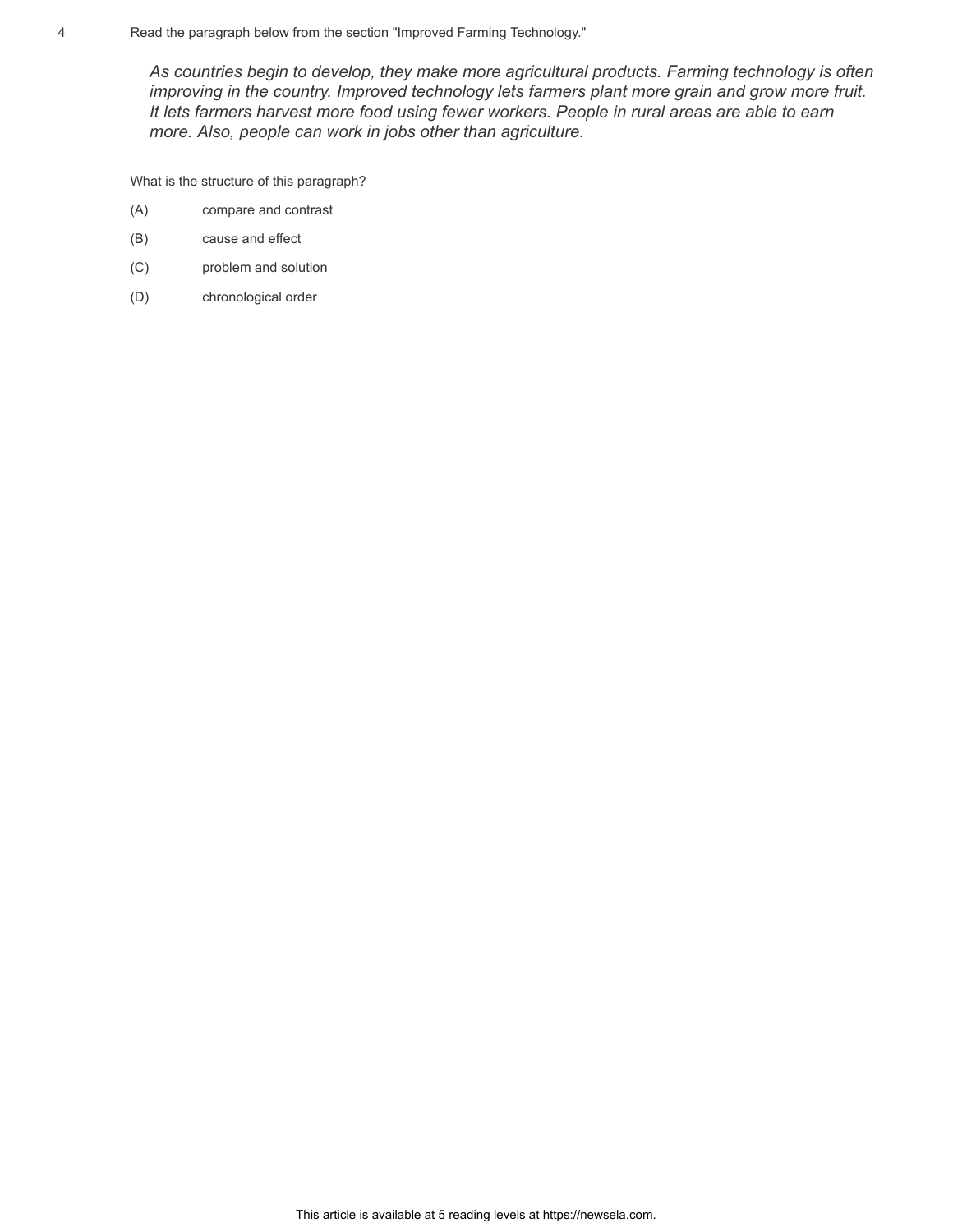4 Read the paragraph below from the section "Improved Farming Technology."

> *As countries begin to develop, they make more agricultural products. Farming technology is often improving in the country. Improved technology lets farmers plant more grain and grow more fruit. It lets farmers harvest more food using fewer workers. People in rural areas are able to earn more. Also, people can work in jobs other than agriculture.*

What is the structure of this paragraph?

(A) compare and contrast

(B) cause and effect

(C) problem and solution

(D) chronological order